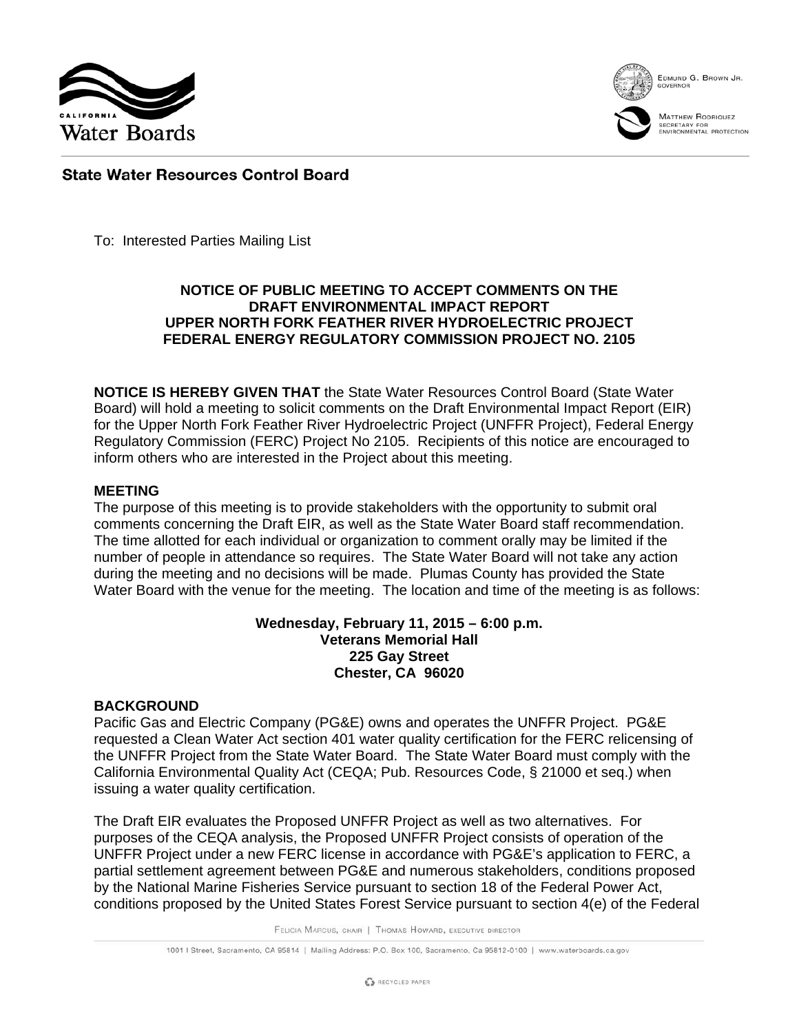State Water Resources Control Board

To: Interested Parties Mailing List

**NOTICE OF PUBLIC MEETING TO ACCEPT COMMENTS ON THE DRAFT ENVIRONMENTAL IMPACT REPORT UPPER NORTH FORK FEATHER RIVER HYDROELECTRIC PROJECT FEDERAL ENERGY REGULATORY COMMISSION PROJECT NO. 2105**

**NOTICE IS HEREBY GIVEN THAT** the State Water Resources Control Board (State Water Board) will hold a meeting to solicit comments on the Draft Environmental Impact Report (EIR) for the Upper North Fork Feather River Hydroelectric Project (UNFFR Project), Federal Energy Regulatory Commission (FERC) Project No 2105. Recipients of this notice are encouraged to inform others who are interested in the Project about this meeting.

## MEETING

The purpose of this meeting is to provide stakeholders with the opportunity to submit oral comments concerning the Draft EIR, as well as the State Water Board staff recommendation. The time allotted for each individual or organization to comment orally may be limited if the number of people in attendance so requires. The State Water Board will not take any action during the meeting and no decisions will be made. Plumas County has provided the State Water Board with the venue for the meeting. The location and time of the meeting is as follows:

**Wednesday, February 11, 2015 – 6:00 p.m.**
**Veterans Memorial Hall**
**225 Gay Street**
**Chester, CA 96020**

## BACKGROUND

Pacific Gas and Electric Company (PG&E) owns and operates the UNFFR Project. PG&E requested a Clean Water Act section 401 water quality certification for the FERC relicensing of the UNFFR Project from the State Water Board. The State Water Board must comply with the California Environmental Quality Act (CEQA; Pub. Resources Code, § 21000 et seq.) when issuing a water quality certification.

The Draft EIR evaluates the Proposed UNFFR Project as well as two alternatives. For purposes of the CEQA analysis, the Proposed UNFFR Project consists of operation of the UNFFR Project under a new FERC license in accordance with PG&E's application to FERC, a partial settlement agreement between PG&E and numerous stakeholders, conditions proposed by the National Marine Fisheries Service pursuant to section 18 of the Federal Power Act, conditions proposed by the United States Forest Service pursuant to section 4(e) of the Federal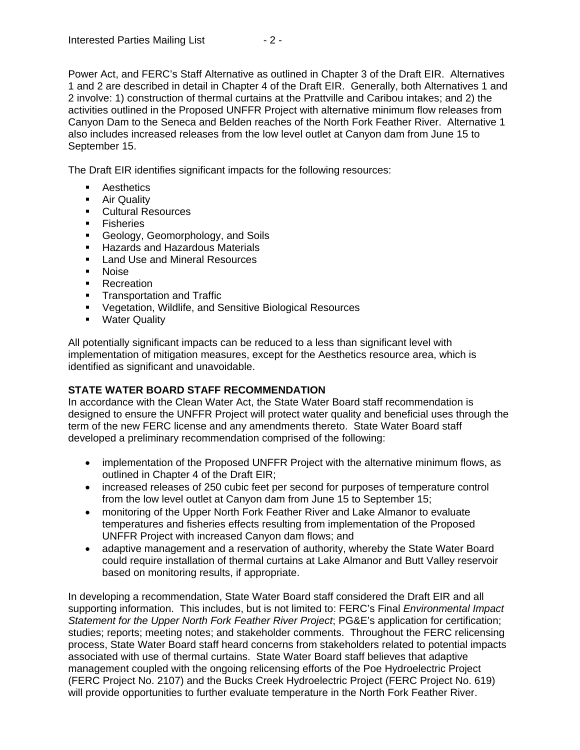Power Act, and FERC's Staff Alternative as outlined in Chapter 3 of the Draft EIR. Alternatives 1 and 2 are described in detail in Chapter 4 of the Draft EIR. Generally, both Alternatives 1 and 2 involve: 1) construction of thermal curtains at the Prattville and Caribou intakes; and 2) the activities outlined in the Proposed UNFFR Project with alternative minimum flow releases from Canyon Dam to the Seneca and Belden reaches of the North Fork Feather River. Alternative 1 also includes increased releases from the low level outlet at Canyon dam from June 15 to September 15.

The Draft EIR identifies significant impacts for the following resources:

- Aesthetics
- Air Quality
- Cultural Resources
- Fisheries
- Geology, Geomorphology, and Soils
- Hazards and Hazardous Materials
- Land Use and Mineral Resources
- Noise
- Recreation
- Transportation and Traffic
- Vegetation, Wildlife, and Sensitive Biological Resources
- Water Quality

All potentially significant impacts can be reduced to a less than significant level with implementation of mitigation measures, except for the Aesthetics resource area, which is identified as significant and unavoidable.

**STATE WATER BOARD STAFF RECOMMENDATION**

In accordance with the Clean Water Act, the State Water Board staff recommendation is designed to ensure the UNFFR Project will protect water quality and beneficial uses through the term of the new FERC license and any amendments thereto. State Water Board staff developed a preliminary recommendation comprised of the following:

- implementation of the Proposed UNFFR Project with the alternative minimum flows, as outlined in Chapter 4 of the Draft EIR;
- increased releases of 250 cubic feet per second for purposes of temperature control from the low level outlet at Canyon dam from June 15 to September 15;
- monitoring of the Upper North Fork Feather River and Lake Almanor to evaluate temperatures and fisheries effects resulting from implementation of the Proposed UNFFR Project with increased Canyon dam flows; and
- adaptive management and a reservation of authority, whereby the State Water Board could require installation of thermal curtains at Lake Almanor and Butt Valley reservoir based on monitoring results, if appropriate.

In developing a recommendation, State Water Board staff considered the Draft EIR and all supporting information. This includes, but is not limited to: FERC's Final *Environmental Impact Statement for the Upper North Fork Feather River Project*; PG&E's application for certification; studies; reports; meeting notes; and stakeholder comments. Throughout the FERC relicensing process, State Water Board staff heard concerns from stakeholders related to potential impacts associated with use of thermal curtains. State Water Board staff believes that adaptive management coupled with the ongoing relicensing efforts of the Poe Hydroelectric Project (FERC Project No. 2107) and the Bucks Creek Hydroelectric Project (FERC Project No. 619) will provide opportunities to further evaluate temperature in the North Fork Feather River.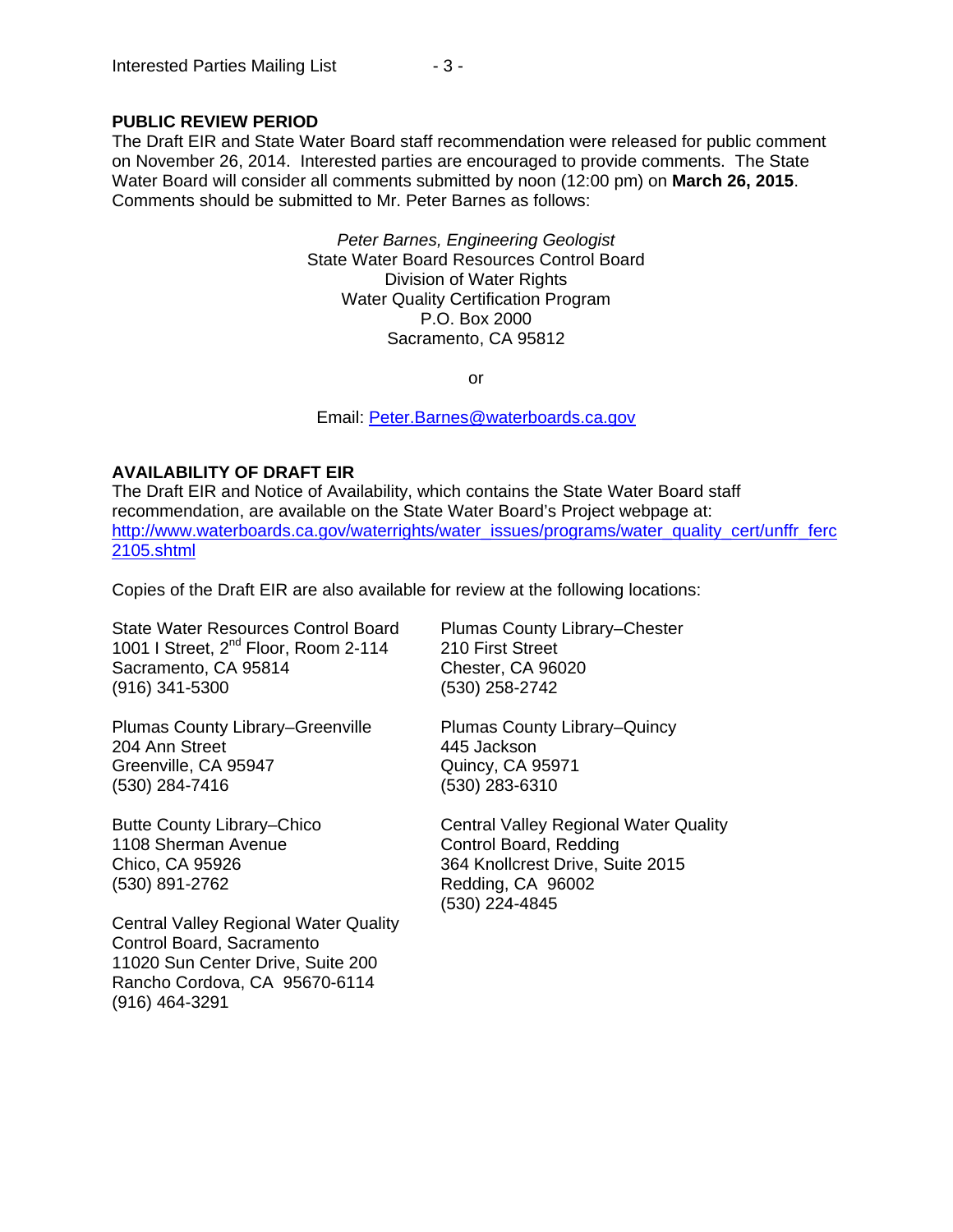## PUBLIC REVIEW PERIOD

The Draft EIR and State Water Board staff recommendation were released for public comment on November 26, 2014. Interested parties are encouraged to provide comments. The State Water Board will consider all comments submitted by noon (12:00 pm) on **March 26, 2015**. Comments should be submitted to Mr. Peter Barnes as follows:

*Peter Barnes, Engineering Geologist*
State Water Board Resources Control Board
Division of Water Rights
Water Quality Certification Program
P.O. Box 2000
Sacramento, CA 95812

or

Email: Peter.Barnes@waterboards.ca.gov

## AVAILABILITY OF DRAFT EIR

The Draft EIR and Notice of Availability, which contains the State Water Board staff recommendation, are available on the State Water Board's Project webpage at: http://www.waterboards.ca.gov/waterrights/water_issues/programs/water_quality_cert/unffr_ferc2105.shtml

Copies of the Draft EIR are also available for review at the following locations:

State Water Resources Control Board
1001 I Street, 2nd Floor, Room 2-114
Sacramento, CA 95814
(916) 341-5300

Plumas County Library–Chester
210 First Street
Chester, CA 96020
(530) 258-2742

Plumas County Library–Greenville
204 Ann Street
Greenville, CA 95947
(530) 284-7416

Plumas County Library–Quincy
445 Jackson
Quincy, CA 95971
(530) 283-6310

Butte County Library–Chico
1108 Sherman Avenue
Chico, CA 95926
(530) 891-2762

Central Valley Regional Water Quality Control Board, Redding
364 Knollcrest Drive, Suite 2015
Redding, CA 96002
(530) 224-4845

Central Valley Regional Water Quality Control Board, Sacramento
11020 Sun Center Drive, Suite 200
Rancho Cordova, CA 95670-6114
(916) 464-3291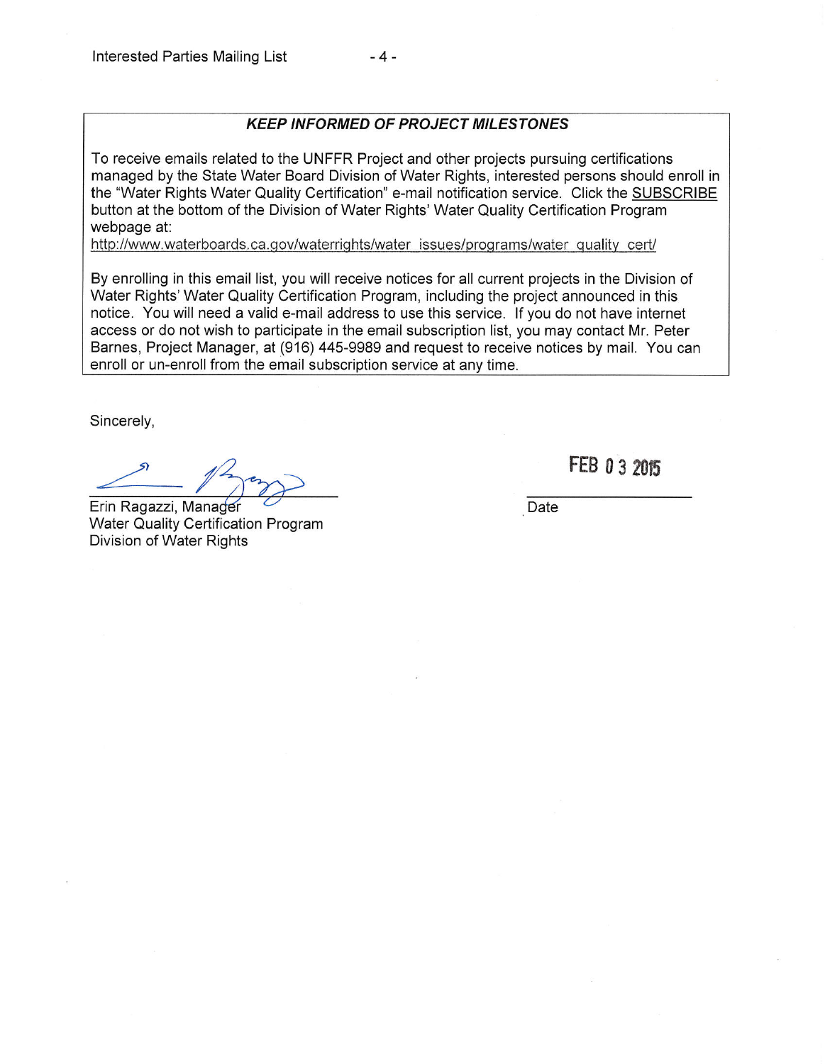### *KEEP INFORMED OF PROJECT MILESTONES*

To receive emails related to the UNFFR Project and other projects pursuing certifications managed by the State Water Board Division of Water Rights, interested persons should enroll in the "Water Rights Water Quality Certification" e-mail notification service. Click the SUBSCRIBE button at the bottom of the Division of Water Rights' Water Quality Certification Program webpage at:
http://www.waterboards.ca.gov/waterrights/water_issues/programs/water_quality_cert/

By enrolling in this email list, you will receive notices for all current projects in the Division of Water Rights' Water Quality Certification Program, including the project announced in this notice. You will need a valid e-mail address to use this service. If you do not have internet access or do not wish to participate in the email subscription list, you may contact Mr. Peter Barnes, Project Manager, at (916) 445-9989 and request to receive notices by mail. You can enroll or un-enroll from the email subscription service at any time.

Sincerely,

Erin Ragazzi, Manager
Water Quality Certification Program
Division of Water Rights

FEB 03 2015

Date